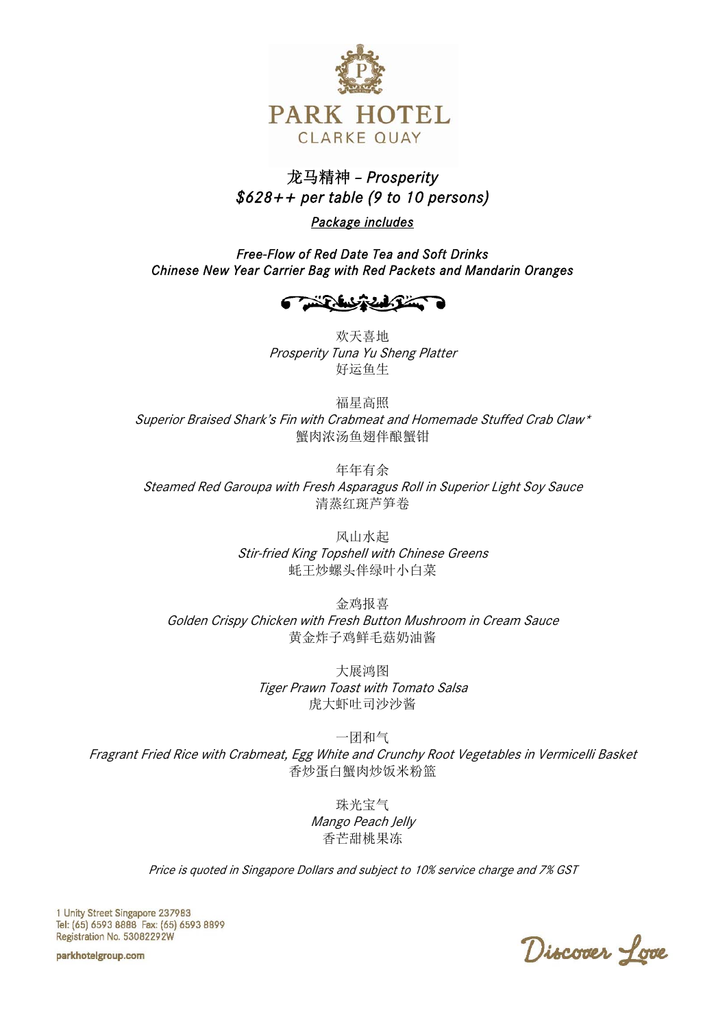# PARK HOTEL
## CLARKE QUAY

## 龙马精神 – *Prosperity*
## *$628++ per table (9 to 10 persons)*

*__Package includes__*

*Free-Flow of Red Date Tea and Soft Drinks*
*Chinese New Year Carrier Bag with Red Packets and Mandarin Oranges*

欢天喜地
*Prosperity Tuna Yu Sheng Platter*
好运鱼生

福星高照
*Superior Braised Shark's Fin with Crabmeat and Homemade Stuffed Crab Claw\**
蟹肉浓汤鱼翅伴酿蟹钳

年年有余
*Steamed Red Garoupa with Fresh Asparagus Roll in Superior Light Soy Sauce*
清蒸红斑芦笋卷

风山水起
*Stir-fried King Topshell with Chinese Greens*
蚝王炒螺头伴绿叶小白菜

金鸡报喜
*Golden Crispy Chicken with Fresh Button Mushroom in Cream Sauce*
黄金炸子鸡鲜毛菇奶油酱

大展鸿图
*Tiger Prawn Toast with Tomato Salsa*
虎大虾吐司沙沙酱

一团和气
*Fragrant Fried Rice with Crabmeat, Egg White and Crunchy Root Vegetables in Vermicelli Basket*
香炒蛋白蟹肉炒饭米粉篮

珠光宝气
*Mango Peach Jelly*
香芒甜桃果冻

*Price is quoted in Singapore Dollars and subject to 10% service charge and 7% GST*

1 Unity Street Singapore 237983
Tel: (65) 6593 8888 Fax: (65) 6593 8899
Registration No. 53082292W

parkhotelgroup.com

Discover Love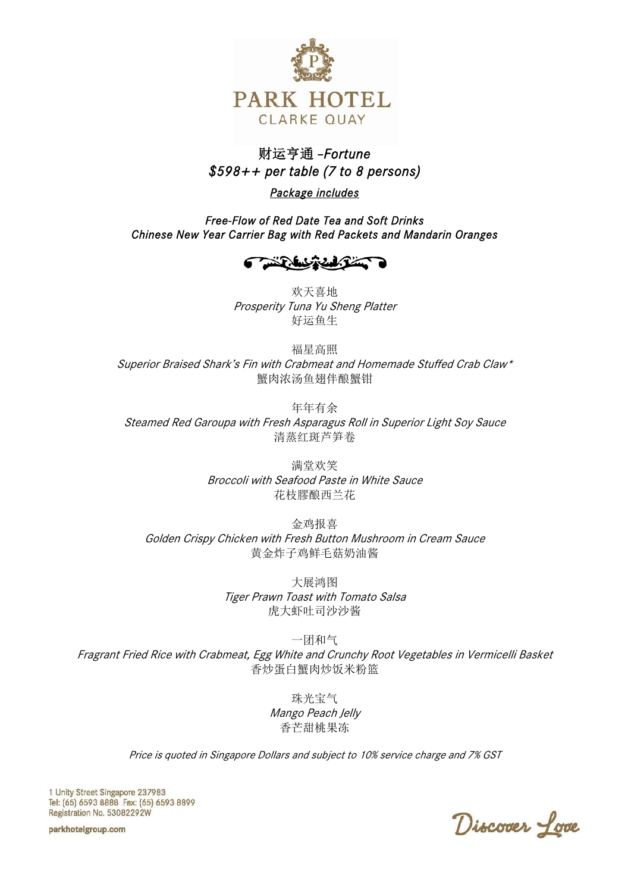PARK HOTEL
CLARKE QUAY

## 财运亨通 –*Fortune*
## *$598++ per table (7 to 8 persons)*

***Package includes***

*Free-Flow of Red Date Tea and Soft Drinks*
*Chinese New Year Carrier Bag with Red Packets and Mandarin Oranges*

欢天喜地
*Prosperity Tuna Yu Sheng Platter*
好运鱼生

福星高照
*Superior Braised Shark's Fin with Crabmeat and Homemade Stuffed Crab Claw**
蟹肉浓汤鱼翅伴酿蟹钳

年年有余
*Steamed Red Garoupa with Fresh Asparagus Roll in Superior Light Soy Sauce*
清蒸红斑芦笋卷

满堂欢笑
*Broccoli with Seafood Paste in White Sauce*
花枝膠酿西兰花

金鸡报喜
*Golden Crispy Chicken with Fresh Button Mushroom in Cream Sauce*
黄金炸子鸡鲜毛菇奶油酱

大展鸿图
*Tiger Prawn Toast with Tomato Salsa*
虎大虾吐司沙沙酱

一团和气
*Fragrant Fried Rice with Crabmeat, Egg White and Crunchy Root Vegetables in Vermicelli Basket*
香炒蛋白蟹肉炒饭米粉篮

珠光宝气
*Mango Peach Jelly*
香芒甜桃果冻

*Price is quoted in Singapore Dollars and subject to 10% service charge and 7% GST*

1 Unity Street Singapore 237983
Tel: (65) 6593 8888 Fax: (65) 6593 8899
Registration No. 53082292W

parkhotelgroup.com

Discover Love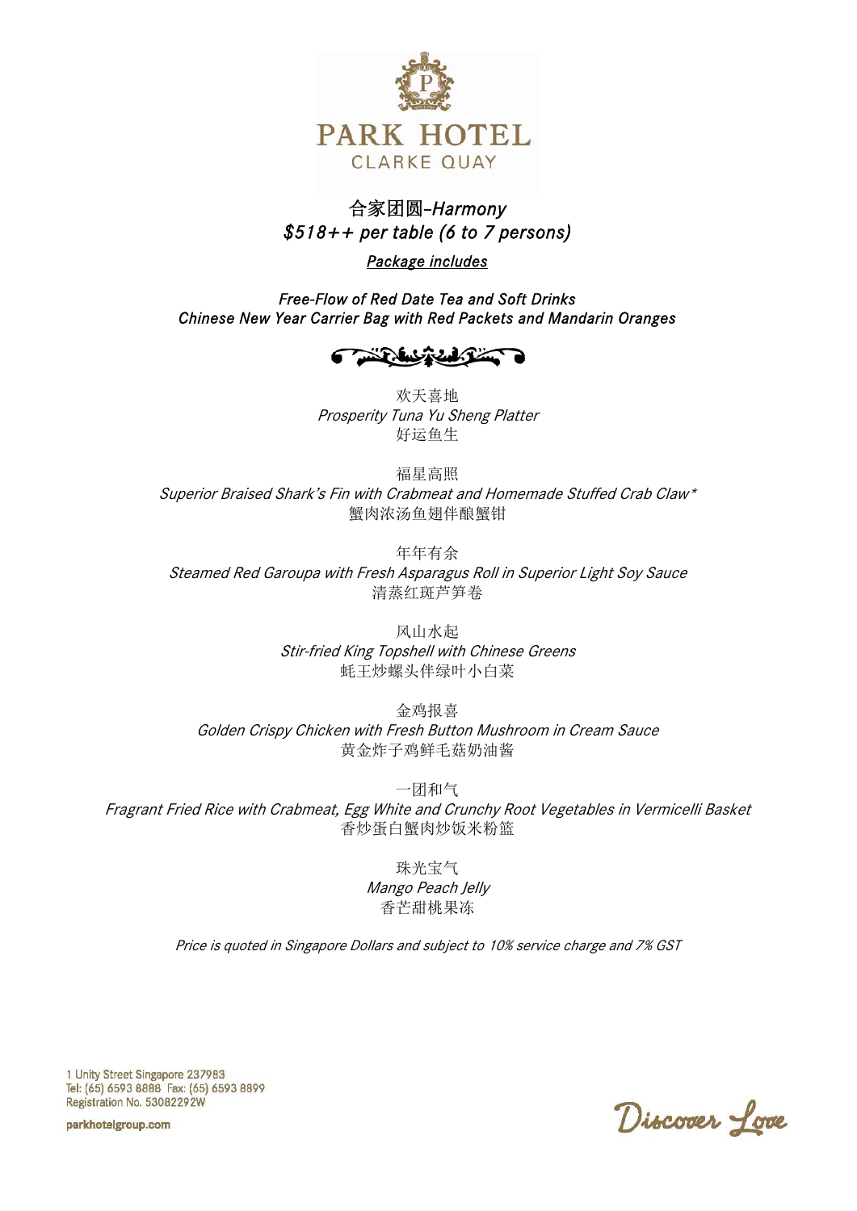PARK HOTEL
CLARKE QUAY

# 合家团圆-*Harmony*

## *$518++ per table (6 to 7 persons)*

*Package includes*

*Free-Flow of Red Date Tea and Soft Drinks*
*Chinese New Year Carrier Bag with Red Packets and Mandarin Oranges*

欢天喜地
*Prosperity Tuna Yu Sheng Platter*
好运鱼生

福星高照
*Superior Braised Shark's Fin with Crabmeat and Homemade Stuffed Crab Claw**
蟹肉浓汤鱼翅伴酿蟹钳

年年有余
*Steamed Red Garoupa with Fresh Asparagus Roll in Superior Light Soy Sauce*
清蒸红斑芦笋卷

风山水起
*Stir-fried King Topshell with Chinese Greens*
蚝王炒螺头伴绿叶小白菜

金鸡报喜
*Golden Crispy Chicken with Fresh Button Mushroom in Cream Sauce*
黄金炸子鸡鲜毛菇奶油酱

一团和气
*Fragrant Fried Rice with Crabmeat, Egg White and Crunchy Root Vegetables in Vermicelli Basket*
香炒蛋白蟹肉炒饭米粉篮

珠光宝气
*Mango Peach Jelly*
香芒甜桃果冻

*Price is quoted in Singapore Dollars and subject to 10% service charge and 7% GST*

1 Unity Street Singapore 237983
Tel: (65) 6593 8888 Fax: (65) 6593 8899
Registration No. 53082292W

parkhotelgroup.com

Discover Love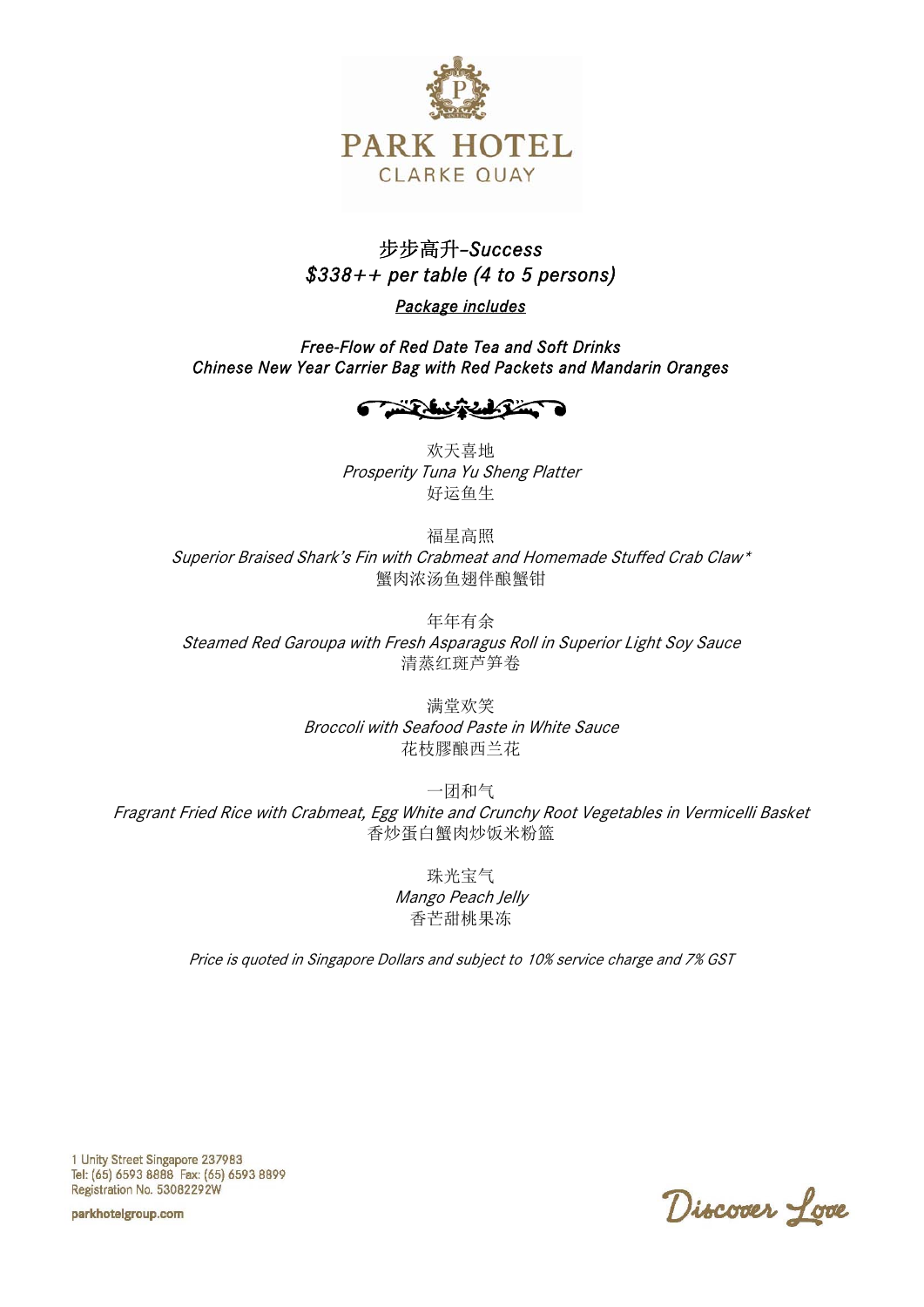PARK HOTEL

CLARKE QUAY

## 步步高升-*Success*

### *$338++ per table (4 to 5 persons)*

***Package includes***

*Free-Flow of Red Date Tea and Soft Drinks*
*Chinese New Year Carrier Bag with Red Packets and Mandarin Oranges*

欢天喜地
*Prosperity Tuna Yu Sheng Platter*
好运鱼生

福星高照
*Superior Braised Shark's Fin with Crabmeat and Homemade Stuffed Crab Claw**
蟹肉浓汤鱼翅伴酿蟹钳

年年有余
*Steamed Red Garoupa with Fresh Asparagus Roll in Superior Light Soy Sauce*
清蒸红斑芦笋卷

满堂欢笑
*Broccoli with Seafood Paste in White Sauce*
花枝膠酿西兰花

一团和气
*Fragrant Fried Rice with Crabmeat, Egg White and Crunchy Root Vegetables in Vermicelli Basket*
香炒蛋白蟹肉炒饭米粉篮

珠光宝气
*Mango Peach Jelly*
香芒甜桃果冻

*Price is quoted in Singapore Dollars and subject to 10% service charge and 7% GST*

1 Unity Street Singapore 237983
Tel: (65) 6593 8888 Fax: (65) 6593 8899
Registration No. 53082292W

parkhotelgroup.com

Discover Love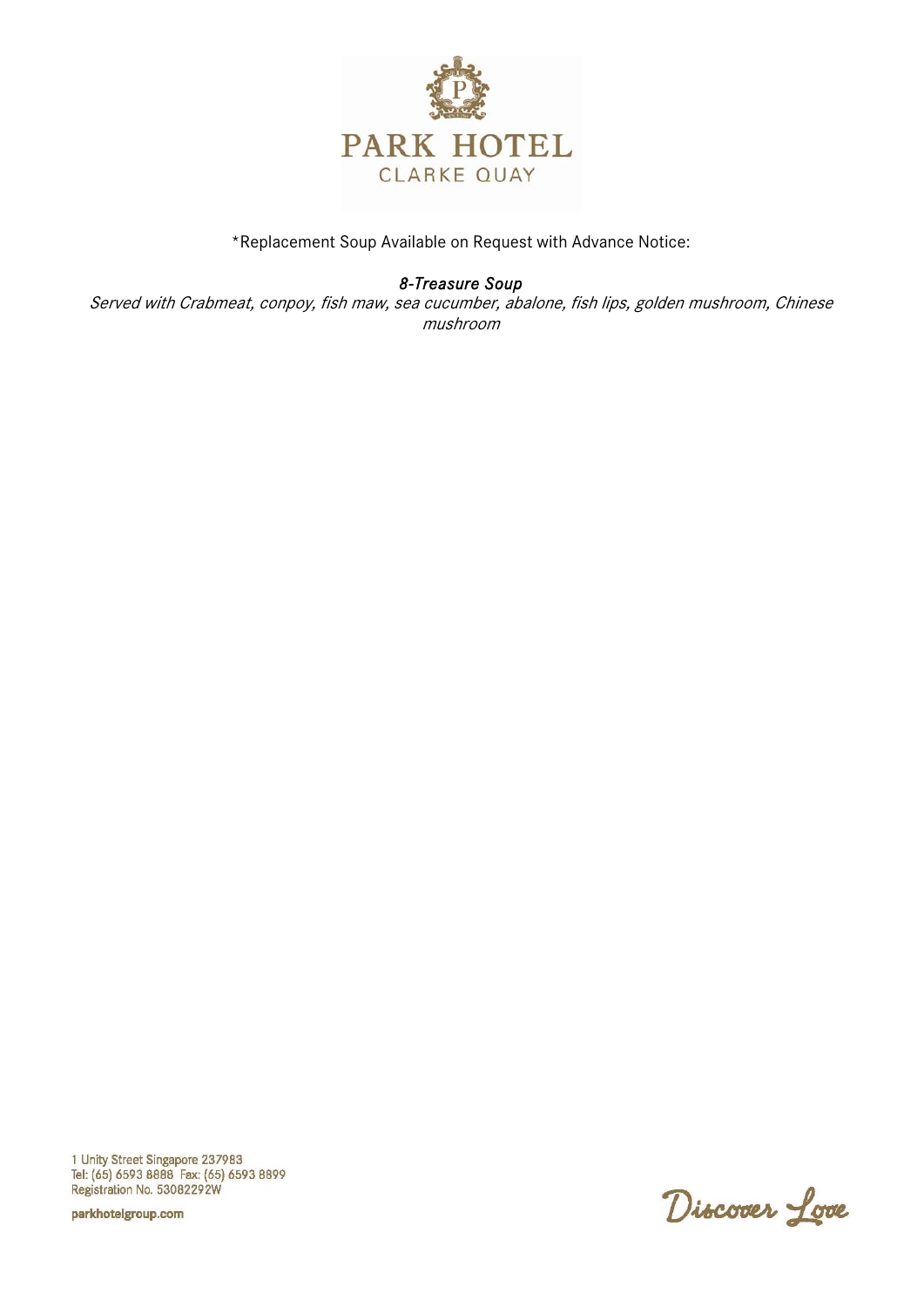*Replacement Soup Available on Request with Advance Notice:

***8-Treasure Soup***

*Served with Crabmeat, conpoy, fish maw, sea cucumber, abalone, fish lips, golden mushroom, Chinese mushroom*